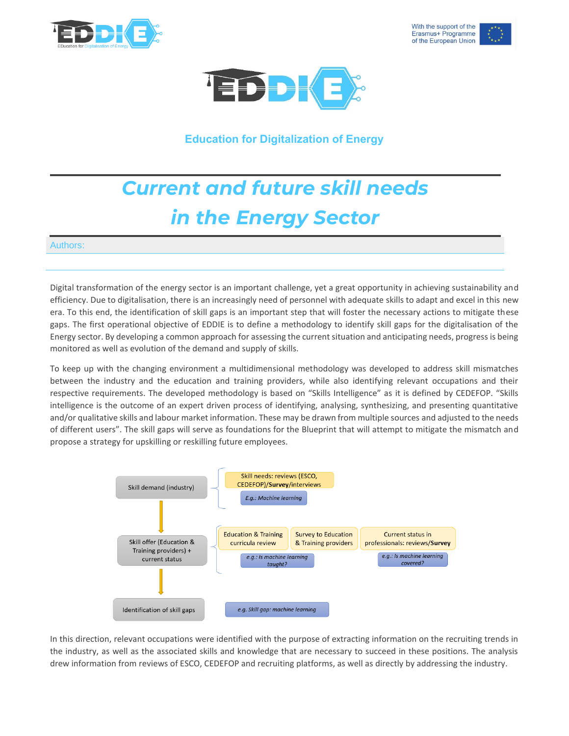# Education for Digitalization of Energy

# *Current and future skill needs in the Energy Sector*

Authors:

Digital transformation of the energy sector is an important challenge, yet a great opportunity in achieving sustainability and efficiency. Due to digitalisation, there is an increasingly need of personnel with adequate skills to adapt and excel in this new era. To this end, the identification of skill gaps is an important step that will foster the necessary actions to mitigate these gaps. The first operational objective of EDDIE is to define a methodology to identify skill gaps for the digitalisation of the Energy sector. By developing a common approach for assessing the current situation and anticipating needs, progress is being monitored as well as evolution of the demand and supply of skills.

To keep up with the changing environment a multidimensional methodology was developed to address skill mismatches between the industry and the education and training providers, while also identifying relevant occupations and their respective requirements. The developed methodology is based on "Skills Intelligence" as it is defined by CEDEFOP. "Skills intelligence is the outcome of an expert driven process of identifying, analysing, synthesizing, and presenting quantitative and/or qualitative skills and labour market information. These may be drawn from multiple sources and adjusted to the needs of different users". The skill gaps will serve as foundations for the Blueprint that will attempt to mitigate the mismatch and propose a strategy for upskilling or reskilling future employees.

Skill demand (industry)
- Skill needs: reviews (ESCO, CEDEFOP)/**Survey**/interviews
  - *E.g.: Machine learning*

Skill offer (Education & Training providers) + current status
- Education & Training curricula review
- Survey to Education & Training providers
  - *e.g.: Is machine learning taught?*
- Current status in professionals: reviews/**Survey**
  - *e.g.: Is machine learning covered?*

Identification of skill gaps
- *e.g. Skill gap: machine learning*

In this direction, relevant occupations were identified with the purpose of extracting information on the recruiting trends in the industry, as well as the associated skills and knowledge that are necessary to succeed in these positions. The analysis drew information from reviews of ESCO, CEDEFOP and recruiting platforms, as well as directly by addressing the industry.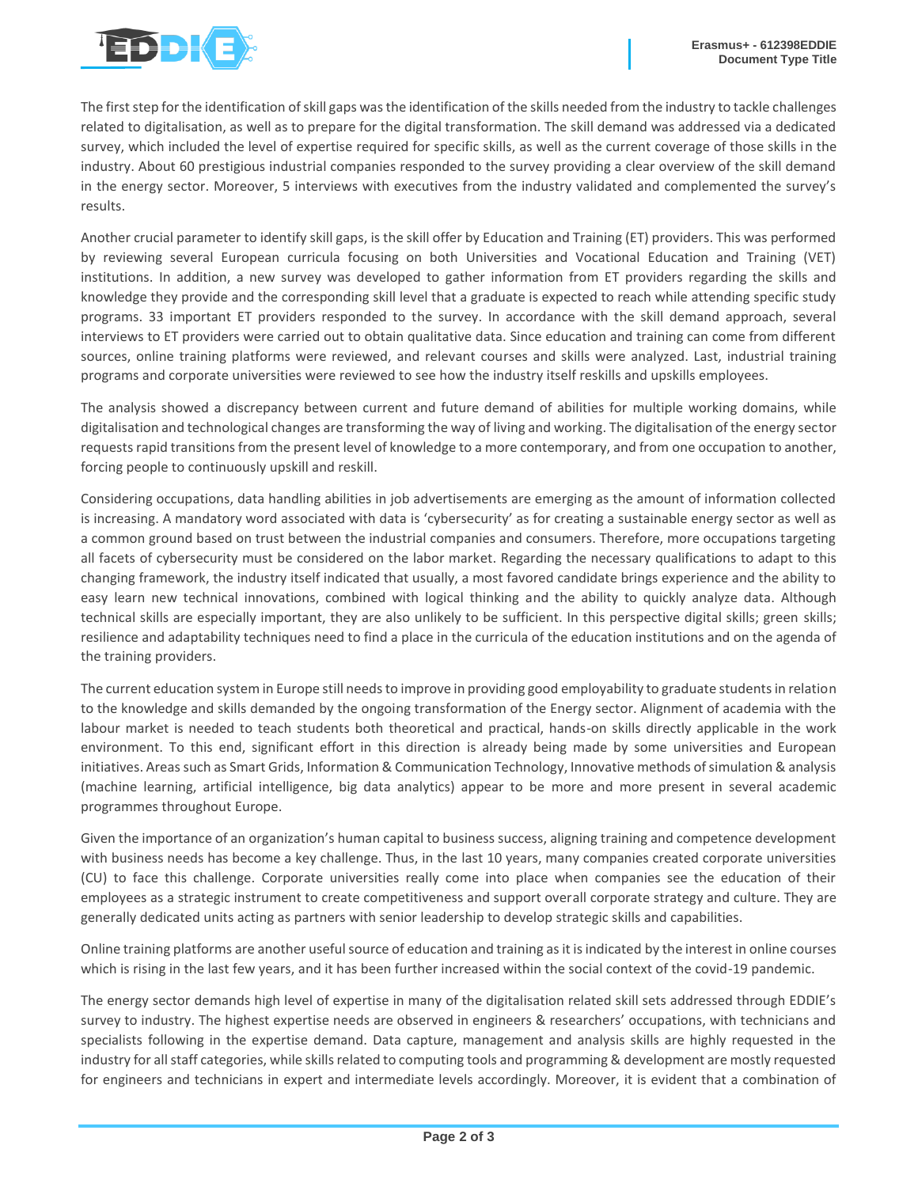The first step for the identification of skill gaps was the identification of the skills needed from the industry to tackle challenges related to digitalisation, as well as to prepare for the digital transformation. The skill demand was addressed via a dedicated survey, which included the level of expertise required for specific skills, as well as the current coverage of those skills in the industry. About 60 prestigious industrial companies responded to the survey providing a clear overview of the skill demand in the energy sector. Moreover, 5 interviews with executives from the industry validated and complemented the survey's results.

Another crucial parameter to identify skill gaps, is the skill offer by Education and Training (ET) providers. This was performed by reviewing several European curricula focusing on both Universities and Vocational Education and Training (VET) institutions. In addition, a new survey was developed to gather information from ET providers regarding the skills and knowledge they provide and the corresponding skill level that a graduate is expected to reach while attending specific study programs. 33 important ET providers responded to the survey. In accordance with the skill demand approach, several interviews to ET providers were carried out to obtain qualitative data. Since education and training can come from different sources, online training platforms were reviewed, and relevant courses and skills were analyzed. Last, industrial training programs and corporate universities were reviewed to see how the industry itself reskills and upskills employees.

The analysis showed a discrepancy between current and future demand of abilities for multiple working domains, while digitalisation and technological changes are transforming the way of living and working. The digitalisation of the energy sector requests rapid transitions from the present level of knowledge to a more contemporary, and from one occupation to another, forcing people to continuously upskill and reskill.

Considering occupations, data handling abilities in job advertisements are emerging as the amount of information collected is increasing. A mandatory word associated with data is 'cybersecurity' as for creating a sustainable energy sector as well as a common ground based on trust between the industrial companies and consumers. Therefore, more occupations targeting all facets of cybersecurity must be considered on the labor market. Regarding the necessary qualifications to adapt to this changing framework, the industry itself indicated that usually, a most favored candidate brings experience and the ability to easy learn new technical innovations, combined with logical thinking and the ability to quickly analyze data. Although technical skills are especially important, they are also unlikely to be sufficient. In this perspective digital skills; green skills; resilience and adaptability techniques need to find a place in the curricula of the education institutions and on the agenda of the training providers.

The current education system in Europe still needs to improve in providing good employability to graduate students in relation to the knowledge and skills demanded by the ongoing transformation of the Energy sector. Alignment of academia with the labour market is needed to teach students both theoretical and practical, hands-on skills directly applicable in the work environment. To this end, significant effort in this direction is already being made by some universities and European initiatives. Areas such as Smart Grids, Information & Communication Technology, Innovative methods of simulation & analysis (machine learning, artificial intelligence, big data analytics) appear to be more and more present in several academic programmes throughout Europe.

Given the importance of an organization's human capital to business success, aligning training and competence development with business needs has become a key challenge. Thus, in the last 10 years, many companies created corporate universities (CU) to face this challenge. Corporate universities really come into place when companies see the education of their employees as a strategic instrument to create competitiveness and support overall corporate strategy and culture. They are generally dedicated units acting as partners with senior leadership to develop strategic skills and capabilities.

Online training platforms are another useful source of education and training as it is indicated by the interest in online courses which is rising in the last few years, and it has been further increased within the social context of the covid-19 pandemic.

The energy sector demands high level of expertise in many of the digitalisation related skill sets addressed through EDDIE's survey to industry. The highest expertise needs are observed in engineers & researchers' occupations, with technicians and specialists following in the expertise demand. Data capture, management and analysis skills are highly requested in the industry for all staff categories, while skills related to computing tools and programming & development are mostly requested for engineers and technicians in expert and intermediate levels accordingly. Moreover, it is evident that a combination of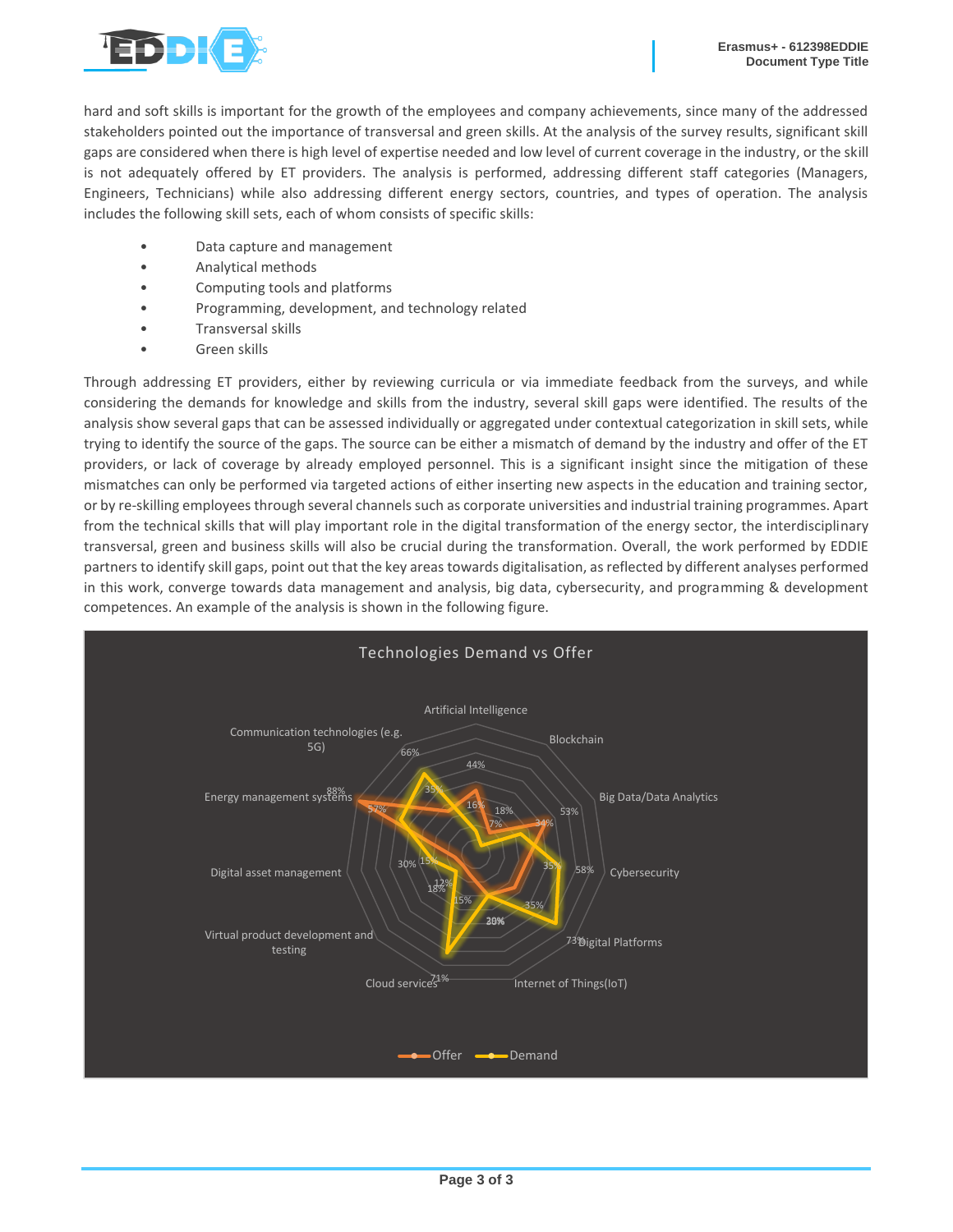hard and soft skills is important for the growth of the employees and company achievements, since many of the addressed stakeholders pointed out the importance of transversal and green skills. At the analysis of the survey results, significant skill gaps are considered when there is high level of expertise needed and low level of current coverage in the industry, or the skill is not adequately offered by ET providers. The analysis is performed, addressing different staff categories (Managers, Engineers, Technicians) while also addressing different energy sectors, countries, and types of operation. The analysis includes the following skill sets, each of whom consists of specific skills:

- Data capture and management
- Analytical methods
- Computing tools and platforms
- Programming, development, and technology related
- Transversal skills
- Green skills

Through addressing ET providers, either by reviewing curricula or via immediate feedback from the surveys, and while considering the demands for knowledge and skills from the industry, several skill gaps were identified. The results of the analysis show several gaps that can be assessed individually or aggregated under contextual categorization in skill sets, while trying to identify the source of the gaps. The source can be either a mismatch of demand by the industry and offer of the ET providers, or lack of coverage by already employed personnel. This is a significant insight since the mitigation of these mismatches can only be performed via targeted actions of either inserting new aspects in the education and training sector, or by re-skilling employees through several channels such as corporate universities and industrial training programmes. Apart from the technical skills that will play important role in the digital transformation of the energy sector, the interdisciplinary transversal, green and business skills will also be crucial during the transformation. Overall, the work performed by EDDIE partners to identify skill gaps, point out that the key areas towards digitalisation, as reflected by different analyses performed in this work, converge towards data management and analysis, big data, cybersecurity, and programming & development competences. An example of the analysis is shown in the following figure.

Technologies Demand vs Offer

Artificial Intelligence
Blockchain
Big Data/Data Analytics
Cybersecurity
Digital Platforms
Internet of Things(IoT)
Cloud services
Virtual product development and testing
Digital asset management
Energy management systems
Communication technologies (e.g. 5G)

44%, 16%, 18%, 7%, 53%, 34%, 58%, 35%, 73%, 35%, 20%, 20%, 71%, 15%, 12%, 18%, 15%, 30%, 57%, 88%, 66%, 35%

Offer
Demand